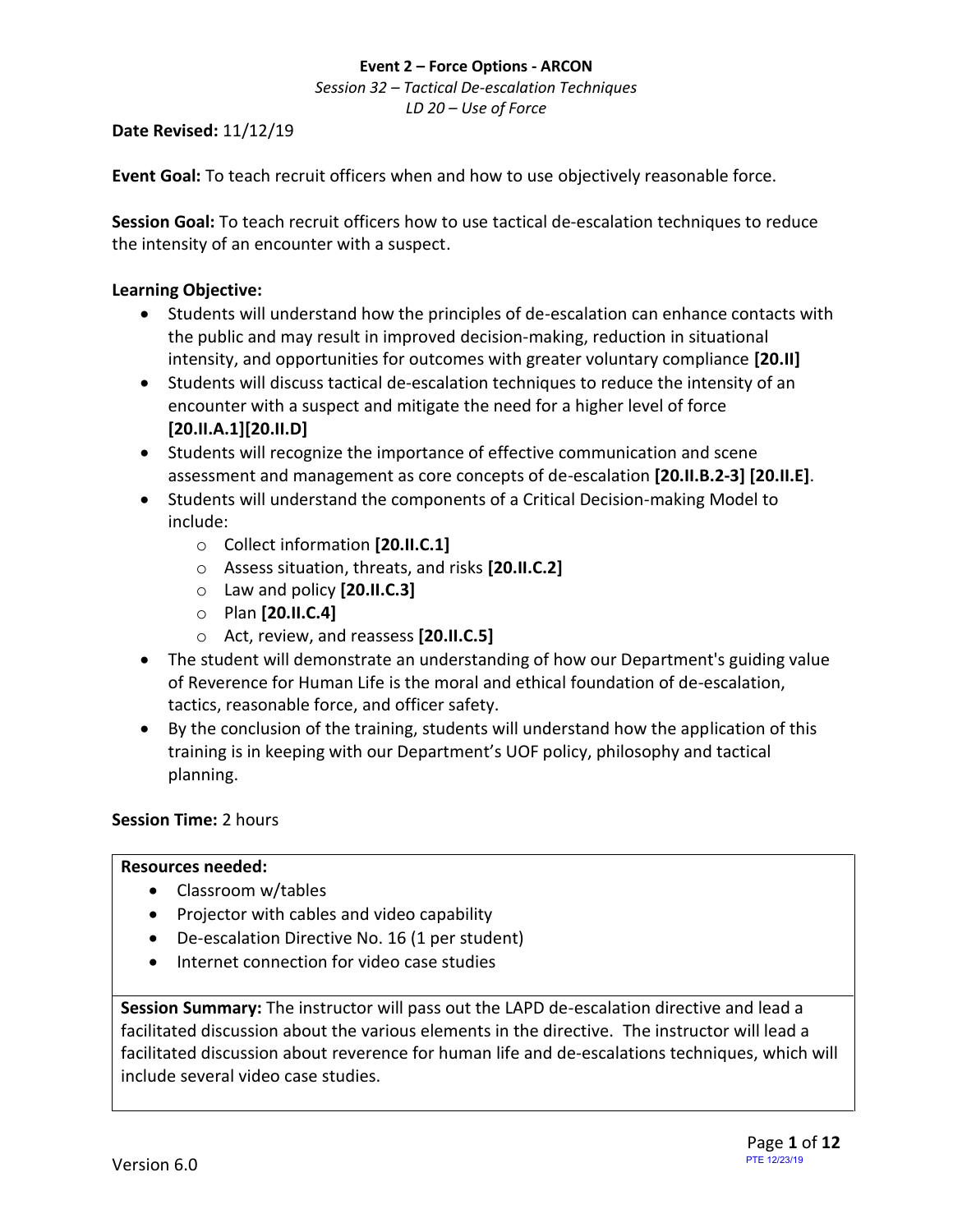**Event 2 – Force Options - ARCON**

*Session 32 – Tactical De-escalation Techniques*

*LD 20 – Use of Force*

**Date Revised:** 11/12/19

**Event Goal:** To teach recruit officers when and how to use objectively reasonable force.

**Session Goal:** To teach recruit officers how to use tactical de-escalation techniques to reduce the intensity of an encounter with a suspect.

**Learning Objective:**

- Students will understand how the principles of de-escalation can enhance contacts with the public and may result in improved decision-making, reduction in situational intensity, and opportunities for outcomes with greater voluntary compliance **[20.II]**
- Students will discuss tactical de-escalation techniques to reduce the intensity of an encounter with a suspect and mitigate the need for a higher level of force **[20.II.A.1][20.II.D]**
- Students will recognize the importance of effective communication and scene assessment and management as core concepts of de-escalation **[20.II.B.2-3] [20.II.E]**.
- Students will understand the components of a Critical Decision-making Model to include:
  - Collect information **[20.II.C.1]**
  - Assess situation, threats, and risks **[20.II.C.2]**
  - Law and policy **[20.II.C.3]**
  - Plan **[20.II.C.4]**
  - Act, review, and reassess **[20.II.C.5]**
- The student will demonstrate an understanding of how our Department's guiding value of Reverence for Human Life is the moral and ethical foundation of de-escalation, tactics, reasonable force, and officer safety.
- By the conclusion of the training, students will understand how the application of this training is in keeping with our Department's UOF policy, philosophy and tactical planning.

**Session Time:** 2 hours

**Resources needed:**

- Classroom w/tables
- Projector with cables and video capability
- De-escalation Directive No. 16 (1 per student)
- Internet connection for video case studies

**Session Summary:** The instructor will pass out the LAPD de-escalation directive and lead a facilitated discussion about the various elements in the directive. The instructor will lead a facilitated discussion about reverence for human life and de-escalations techniques, which will include several video case studies.

Version 6.0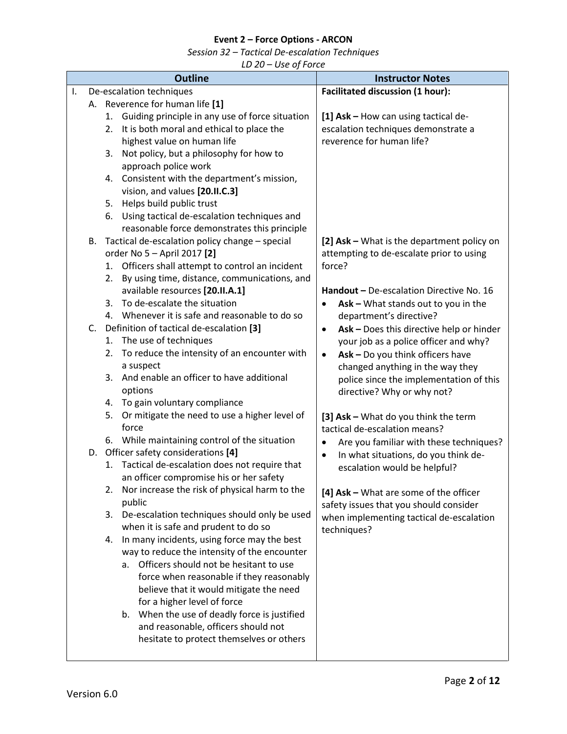**Event 2 – Force Options - ARCON**

*Session 32 – Tactical De-escalation Techniques*

*LD 20 – Use of Force*

| Outline | Instructor Notes |
|---|---|
| I. De-escalation techniques<br>A. Reverence for human life **[1]**<br>1. Guiding principle in any use of force situation<br>2. It is both moral and ethical to place the highest value on human life<br>3. Not policy, but a philosophy for how to approach police work<br>4. Consistent with the department's mission, vision, and values **[20.II.C.3]**<br>5. Helps build public trust<br>6. Using tactical de-escalation techniques and reasonable force demonstrates this principle | **Facilitated discussion (1 hour):**<br><br>**[1] Ask –** How can using tactical de-escalation techniques demonstrate a reverence for human life? |
| B. Tactical de-escalation policy change – special order No 5 – April 2017 **[2]**<br>1. Officers shall attempt to control an incident<br>2. By using time, distance, communications, and available resources **[20.II.A.1]**<br>3. To de-escalate the situation<br>4. Whenever it is safe and reasonable to do so | **[2] Ask –** What is the department policy on attempting to de-escalate prior to using force?<br><br>**Handout –** De-escalation Directive No. 16<br>• **Ask –** What stands out to you in the department's directive?<br>• **Ask –** Does this directive help or hinder your job as a police officer and why?<br>• **Ask –** Do you think officers have changed anything in the way they police since the implementation of this directive? Why or why not? |
| C. Definition of tactical de-escalation **[3]**<br>1. The use of techniques<br>2. To reduce the intensity of an encounter with a suspect<br>3. And enable an officer to have additional options<br>4. To gain voluntary compliance<br>5. Or mitigate the need to use a higher level of force<br>6. While maintaining control of the situation | **[3] Ask –** What do you think the term tactical de-escalation means?<br>• Are you familiar with these techniques?<br>• In what situations, do you think de-escalation would be helpful? |
| D. Officer safety considerations **[4]**<br>1. Tactical de-escalation does not require that an officer compromise his or her safety<br>2. Nor increase the risk of physical harm to the public<br>3. De-escalation techniques should only be used when it is safe and prudent to do so<br>4. In many incidents, using force may the best way to reduce the intensity of the encounter<br>a. Officers should not be hesitant to use force when reasonable if they reasonably believe that it would mitigate the need for a higher level of force<br>b. When the use of deadly force is justified and reasonable, officers should not hesitate to protect themselves or others | **[4] Ask –** What are some of the officer safety issues that you should consider when implementing tactical de-escalation techniques? |

Version 6.0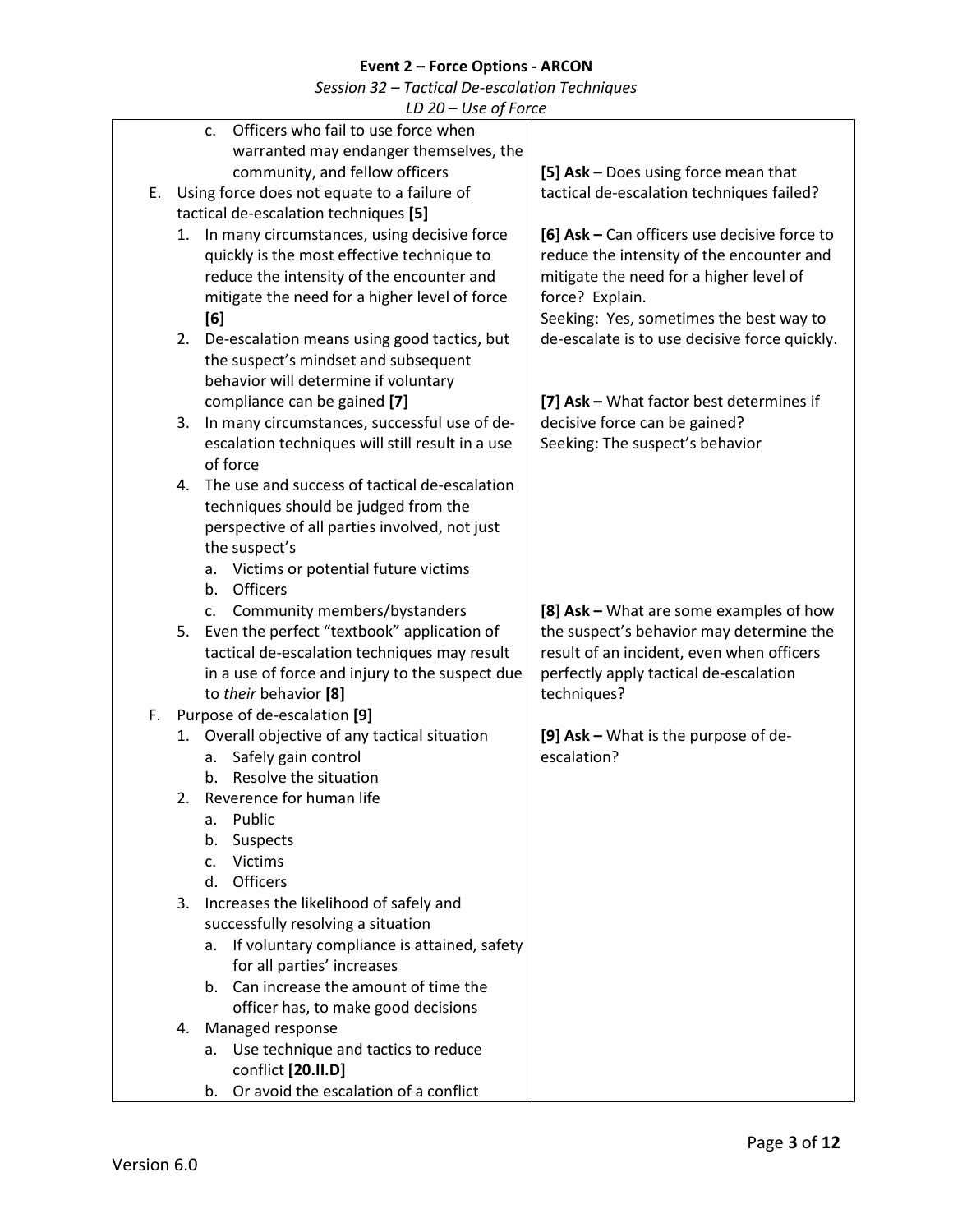| | |
|---|---|
| c. Officers who fail to use force when warranted may endanger themselves, the community, and fellow officers | |
| E. Using force does not equate to a failure of tactical de-escalation techniques **[5]** | **[5] Ask –** Does using force mean that tactical de-escalation techniques failed? |
| 1. In many circumstances, using decisive force quickly is the most effective technique to reduce the intensity of the encounter and mitigate the need for a higher level of force **[6]** | **[6] Ask –** Can officers use decisive force to reduce the intensity of the encounter and mitigate the need for a higher level of force? Explain.<br>Seeking: Yes, sometimes the best way to de-escalate is to use decisive force quickly. |
| 2. De-escalation means using good tactics, but the suspect's mindset and subsequent behavior will determine if voluntary compliance can be gained **[7]** | **[7] Ask –** What factor best determines if decisive force can be gained?<br>Seeking: The suspect's behavior |
| 3. In many circumstances, successful use of de-escalation techniques will still result in a use of force | |
| 4. The use and success of tactical de-escalation techniques should be judged from the perspective of all parties involved, not just the suspect's<br>a. Victims or potential future victims<br>b. Officers<br>c. Community members/bystanders | |
| 5. Even the perfect "textbook" application of tactical de-escalation techniques may result in a use of force and injury to the suspect due to *their* behavior **[8]** | **[8] Ask –** What are some examples of how the suspect's behavior may determine the result of an incident, even when officers perfectly apply tactical de-escalation techniques? |
| F. Purpose of de-escalation **[9]** | |
| 1. Overall objective of any tactical situation<br>a. Safely gain control<br>b. Resolve the situation | **[9] Ask –** What is the purpose of de-escalation? |
| 2. Reverence for human life<br>a. Public<br>b. Suspects<br>c. Victims<br>d. Officers | |
| 3. Increases the likelihood of safely and successfully resolving a situation<br>a. If voluntary compliance is attained, safety for all parties' increases<br>b. Can increase the amount of time the officer has, to make good decisions | |
| 4. Managed response<br>a. Use technique and tactics to reduce conflict **[20.II.D]**<br>b. Or avoid the escalation of a conflict | |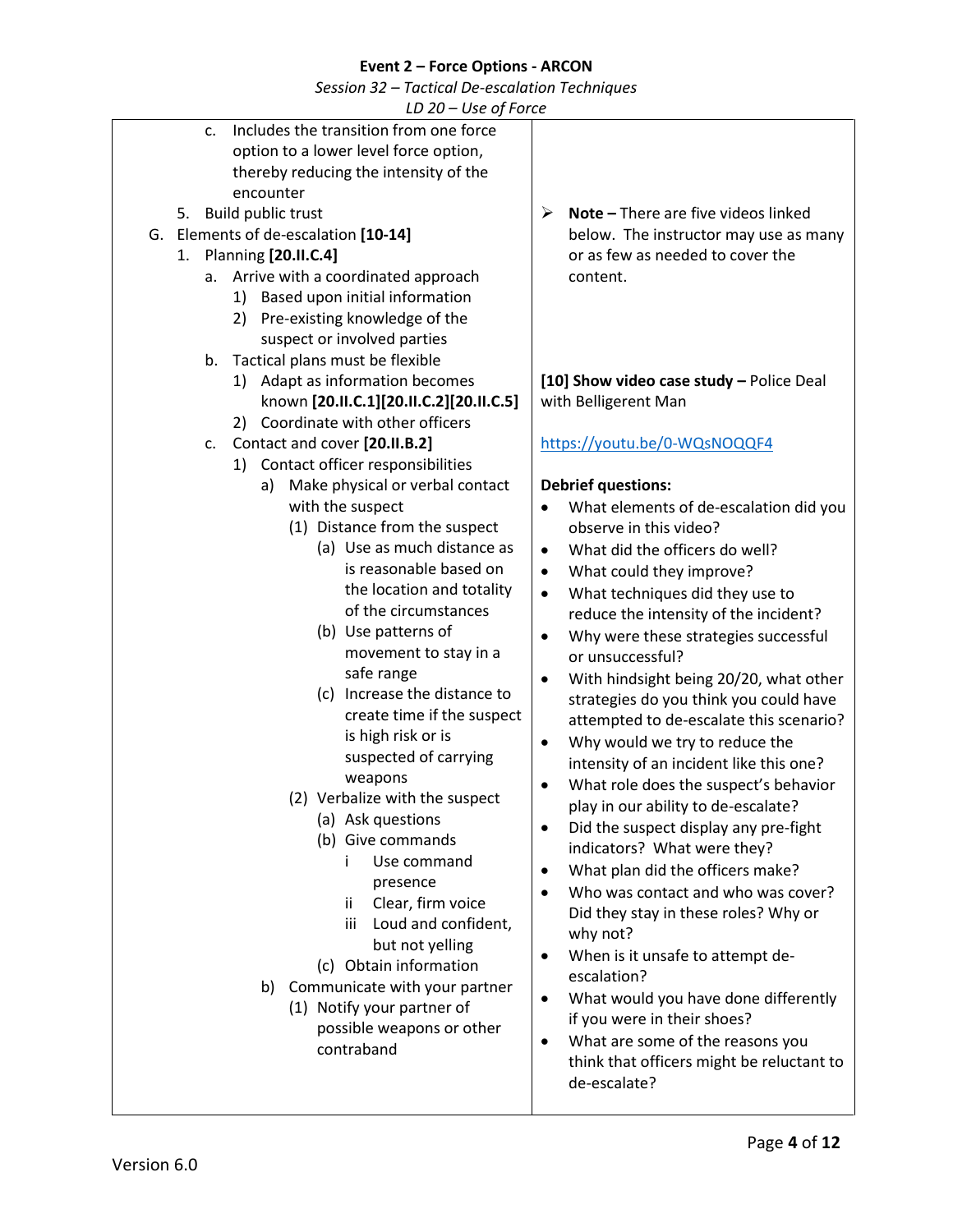| | |
|---|---|
| c. Includes the transition from one force option to a lower level force option, thereby reducing the intensity of the encounter<br>5. Build public trust<br>G. Elements of de-escalation **[10-14]**<br>1. Planning **[20.II.C.4]**<br>a. Arrive with a coordinated approach<br>1) Based upon initial information<br>2) Pre-existing knowledge of the suspect or involved parties<br>b. Tactical plans must be flexible<br>1) Adapt as information becomes known **[20.II.C.1][20.II.C.2][20.II.C.5]**<br>2) Coordinate with other officers<br>c. Contact and cover **[20.II.B.2]**<br>1) Contact officer responsibilities<br>a) Make physical or verbal contact with the suspect<br>(1) Distance from the suspect<br>(a) Use as much distance as is reasonable based on the location and totality of the circumstances<br>(b) Use patterns of movement to stay in a safe range<br>(c) Increase the distance to create time if the suspect is high risk or is suspected of carrying weapons<br>(2) Verbalize with the suspect<br>(a) Ask questions<br>(b) Give commands<br>i Use command presence<br>ii Clear, firm voice<br>iii Loud and confident, but not yelling<br>(c) Obtain information<br>b) Communicate with your partner<br>(1) Notify your partner of possible weapons or other contraband | ➢ **Note –** There are five videos linked below. The instructor may use as many or as few as needed to cover the content.<br><br>**[10] Show video case study –** Police Deal with Belligerent Man<br><br>https://youtu.be/0-WQsNOQQF4<br><br>**Debrief questions:**<br>• What elements of de-escalation did you observe in this video?<br>• What did the officers do well?<br>• What could they improve?<br>• What techniques did they use to reduce the intensity of the incident?<br>• Why were these strategies successful or unsuccessful?<br>• With hindsight being 20/20, what other strategies do you think you could have attempted to de-escalate this scenario?<br>• Why would we try to reduce the intensity of an incident like this one?<br>• What role does the suspect's behavior play in our ability to de-escalate?<br>• Did the suspect display any pre-fight indicators? What were they?<br>• What plan did the officers make?<br>• Who was contact and who was cover? Did they stay in these roles? Why or why not?<br>• When is it unsafe to attempt de-escalation?<br>• What would you have done differently if you were in their shoes?<br>• What are some of the reasons you think that officers might be reluctant to de-escalate? |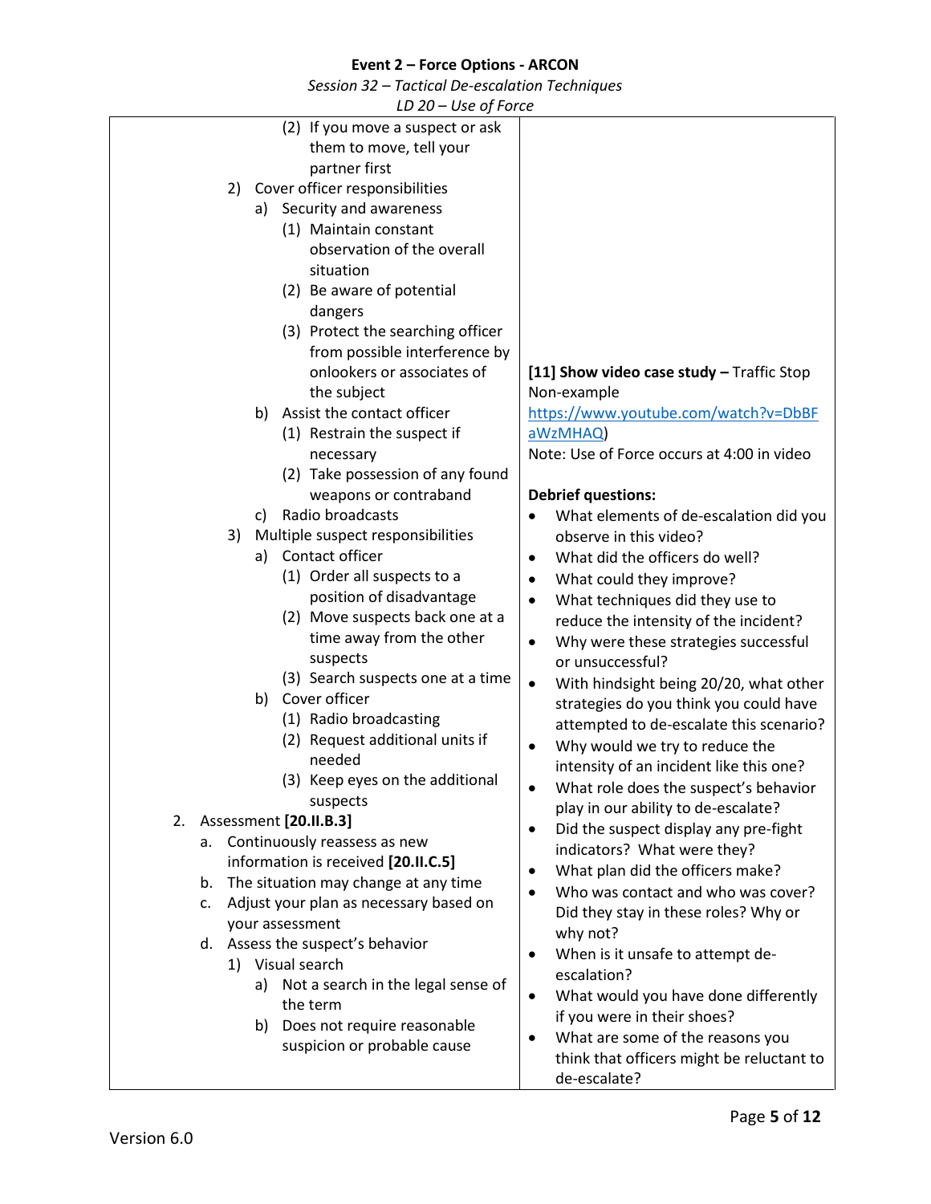| | |
|---|---|
| (2) If you move a suspect or ask them to move, tell your partner first<br>2) Cover officer responsibilities<br>a) Security and awareness<br>(1) Maintain constant observation of the overall situation<br>(2) Be aware of potential dangers<br>(3) Protect the searching officer from possible interference by onlookers or associates of the subject<br>b) Assist the contact officer<br>(1) Restrain the suspect if necessary<br>(2) Take possession of any found weapons or contraband<br>c) Radio broadcasts<br>3) Multiple suspect responsibilities<br>a) Contact officer<br>(1) Order all suspects to a position of disadvantage<br>(2) Move suspects back one at a time away from the other suspects<br>(3) Search suspects one at a time<br>b) Cover officer<br>(1) Radio broadcasting<br>(2) Request additional units if needed<br>(3) Keep eyes on the additional suspects<br>2. Assessment **[20.II.B.3]**<br>a. Continuously reassess as new information is received **[20.II.C.5]**<br>b. The situation may change at any time<br>c. Adjust your plan as necessary based on your assessment<br>d. Assess the suspect's behavior<br>1) Visual search<br>a) Not a search in the legal sense of the term<br>b) Does not require reasonable suspicion or probable cause | **[11] Show video case study –** Traffic Stop Non-example https://www.youtube.com/watch?v=DbBFaWzMHAQ)<br>Note: Use of Force occurs at 4:00 in video<br><br>**Debrief questions:**<br>• What elements of de-escalation did you observe in this video?<br>• What did the officers do well?<br>• What could they improve?<br>• What techniques did they use to reduce the intensity of the incident?<br>• Why were these strategies successful or unsuccessful?<br>• With hindsight being 20/20, what other strategies do you think you could have attempted to de-escalate this scenario?<br>• Why would we try to reduce the intensity of an incident like this one?<br>• What role does the suspect's behavior play in our ability to de-escalate?<br>• Did the suspect display any pre-fight indicators? What were they?<br>• What plan did the officers make?<br>• Who was contact and who was cover? Did they stay in these roles? Why or why not?<br>• When is it unsafe to attempt de-escalation?<br>• What would you have done differently if you were in their shoes?<br>• What are some of the reasons you think that officers might be reluctant to de-escalate? |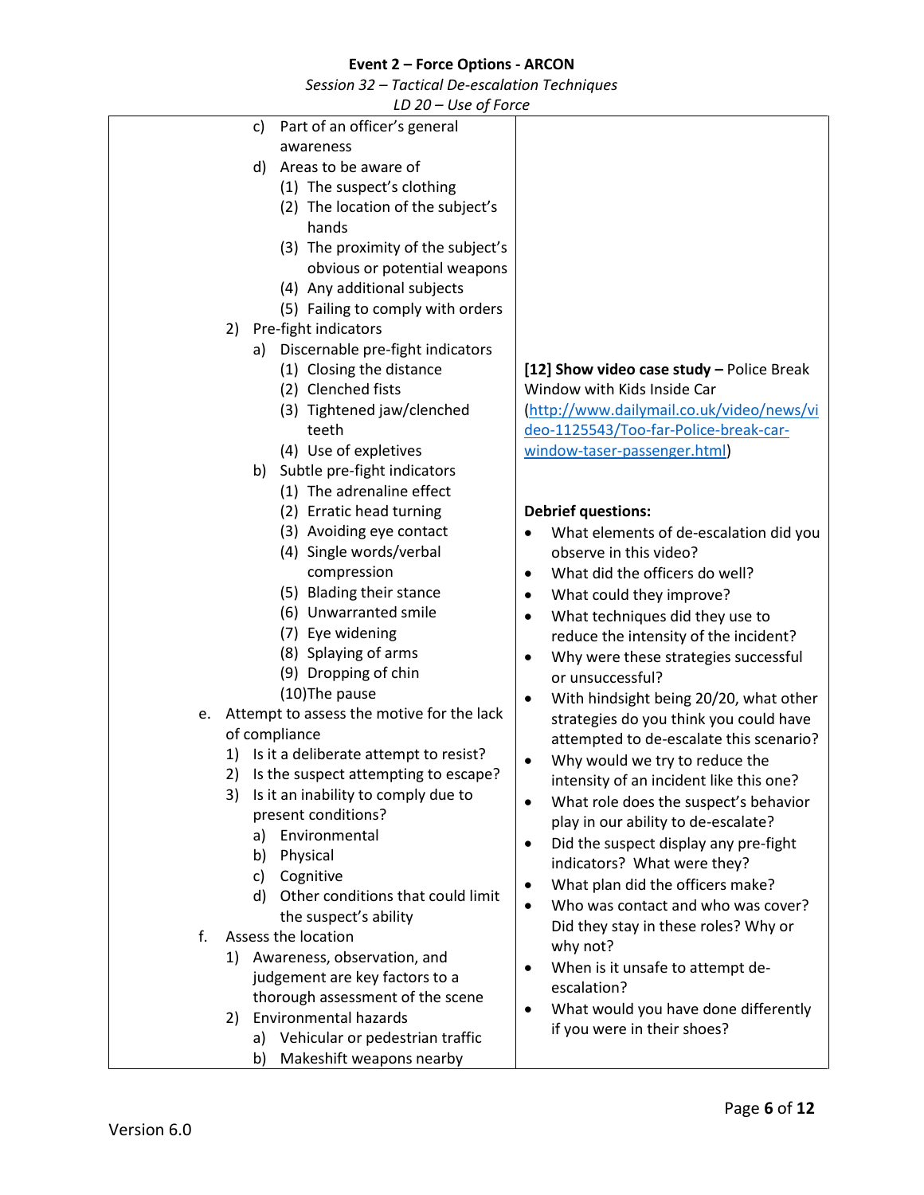| | |
|---|---|
| c) Part of an officer's general awareness<br>d) Areas to be aware of<br>(1) The suspect's clothing<br>(2) The location of the subject's hands<br>(3) The proximity of the subject's obvious or potential weapons<br>(4) Any additional subjects<br>(5) Failing to comply with orders<br>2) Pre-fight indicators<br>a) Discernable pre-fight indicators<br>(1) Closing the distance<br>(2) Clenched fists<br>(3) Tightened jaw/clenched teeth<br>(4) Use of expletives<br>b) Subtle pre-fight indicators<br>(1) The adrenaline effect<br>(2) Erratic head turning<br>(3) Avoiding eye contact<br>(4) Single words/verbal compression<br>(5) Blading their stance<br>(6) Unwarranted smile<br>(7) Eye widening<br>(8) Splaying of arms<br>(9) Dropping of chin<br>(10) The pause<br>e. Attempt to assess the motive for the lack of compliance<br>1) Is it a deliberate attempt to resist?<br>2) Is the suspect attempting to escape?<br>3) Is it an inability to comply due to present conditions?<br>a) Environmental<br>b) Physical<br>c) Cognitive<br>d) Other conditions that could limit the suspect's ability<br>f. Assess the location<br>1) Awareness, observation, and judgement are key factors to a thorough assessment of the scene<br>2) Environmental hazards<br>a) Vehicular or pedestrian traffic<br>b) Makeshift weapons nearby | **[12] Show video case study –** Police Break Window with Kids Inside Car (http://www.dailymail.co.uk/video/news/video-1125543/Too-far-Police-break-car-window-taser-passenger.html)<br><br>**Debrief questions:**<br>• What elements of de-escalation did you observe in this video?<br>• What did the officers do well?<br>• What could they improve?<br>• What techniques did they use to reduce the intensity of the incident?<br>• Why were these strategies successful or unsuccessful?<br>• With hindsight being 20/20, what other strategies do you think you could have attempted to de-escalate this scenario?<br>• Why would we try to reduce the intensity of an incident like this one?<br>• What role does the suspect's behavior play in our ability to de-escalate?<br>• Did the suspect display any pre-fight indicators? What were they?<br>• What plan did the officers make?<br>• Who was contact and who was cover? Did they stay in these roles? Why or why not?<br>• When is it unsafe to attempt de-escalation?<br>• What would you have done differently if you were in their shoes? |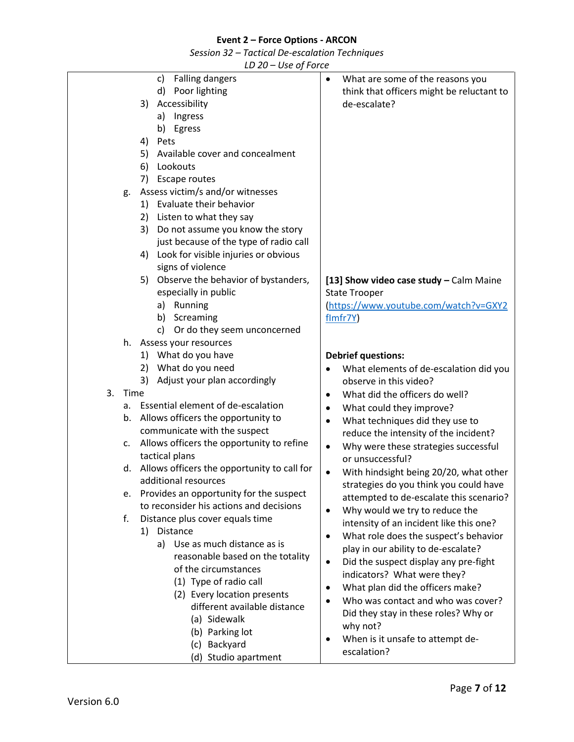| | |
|---|---|
| c) Falling dangers<br>d) Poor lighting<br>3) Accessibility<br>a) Ingress<br>b) Egress<br>4) Pets<br>5) Available cover and concealment<br>6) Lookouts<br>7) Escape routes<br>g. Assess victim/s and/or witnesses<br>1) Evaluate their behavior<br>2) Listen to what they say<br>3) Do not assume you know the story just because of the type of radio call<br>4) Look for visible injuries or obvious signs of violence<br>5) Observe the behavior of bystanders, especially in public<br>a) Running<br>b) Screaming<br>c) Or do they seem unconcerned<br>h. Assess your resources<br>1) What do you have<br>2) What do you need<br>3) Adjust your plan accordingly<br>3. Time<br>a. Essential element of de-escalation<br>b. Allows officers the opportunity to communicate with the suspect<br>c. Allows officers the opportunity to refine tactical plans<br>d. Allows officers the opportunity to call for additional resources<br>e. Provides an opportunity for the suspect to reconsider his actions and decisions<br>f. Distance plus cover equals time<br>1) Distance<br>a) Use as much distance as is reasonable based on the totality of the circumstances<br>(1) Type of radio call<br>(2) Every location presents different available distance<br>(a) Sidewalk<br>(b) Parking lot<br>(c) Backyard<br>(d) Studio apartment | • What are some of the reasons you think that officers might be reluctant to de-escalate?<br><br>**[13] Show video case study –** Calm Maine State Trooper (https://www.youtube.com/watch?v=GXY2flmfr7Y)<br><br>**Debrief questions:**<br>• What elements of de-escalation did you observe in this video?<br>• What did the officers do well?<br>• What could they improve?<br>• What techniques did they use to reduce the intensity of the incident?<br>• Why were these strategies successful or unsuccessful?<br>• With hindsight being 20/20, what other strategies do you think you could have attempted to de-escalate this scenario?<br>• Why would we try to reduce the intensity of an incident like this one?<br>• What role does the suspect's behavior play in our ability to de-escalate?<br>• Did the suspect display any pre-fight indicators? What were they?<br>• What plan did the officers make?<br>• Who was contact and who was cover? Did they stay in these roles? Why or why not?<br>• When is it unsafe to attempt de-escalation? |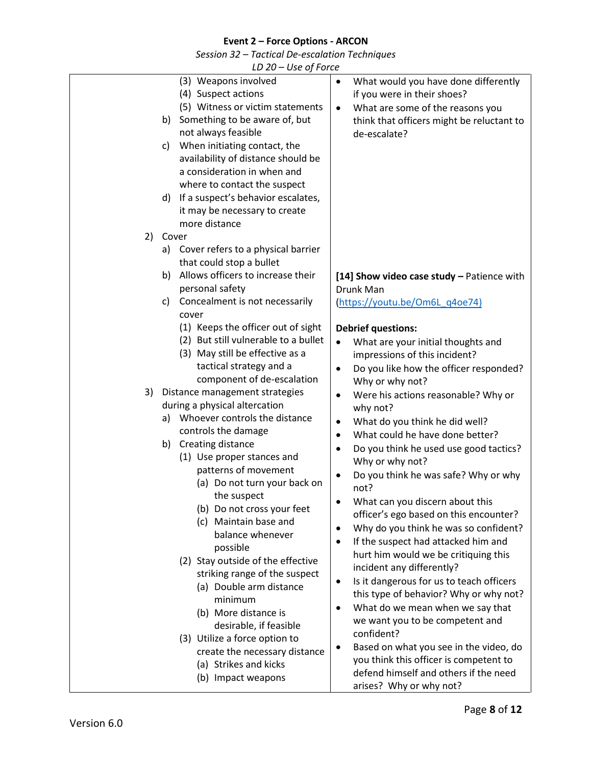**Event 2 – Force Options - ARCON**

*Session 32 – Tactical De-escalation Techniques*

*LD 20 – Use of Force*

| | |
|---|---|
| (3) Weapons involved<br>(4) Suspect actions<br>(5) Witness or victim statements<br>b) Something to be aware of, but not always feasible<br>c) When initiating contact, the availability of distance should be a consideration in when and where to contact the suspect<br>d) If a suspect's behavior escalates, it may be necessary to create more distance<br>2) Cover<br>a) Cover refers to a physical barrier that could stop a bullet<br>b) Allows officers to increase their personal safety<br>c) Concealment is not necessarily cover<br>(1) Keeps the officer out of sight<br>(2) But still vulnerable to a bullet<br>(3) May still be effective as a tactical strategy and a component of de-escalation<br>3) Distance management strategies during a physical altercation<br>a) Whoever controls the distance controls the damage<br>b) Creating distance<br>(1) Use proper stances and patterns of movement<br>(a) Do not turn your back on the suspect<br>(b) Do not cross your feet<br>(c) Maintain base and balance whenever possible<br>(2) Stay outside of the effective striking range of the suspect<br>(a) Double arm distance minimum<br>(b) More distance is desirable, if feasible<br>(3) Utilize a force option to create the necessary distance<br>(a) Strikes and kicks<br>(b) Impact weapons | • What would you have done differently if you were in their shoes?<br>• What are some of the reasons you think that officers might be reluctant to de-escalate?<br><br>**[14] Show video case study –** Patience with Drunk Man (https://youtu.be/Om6L_q4oe74)<br><br>**Debrief questions:**<br>• What are your initial thoughts and impressions of this incident?<br>• Do you like how the officer responded? Why or why not?<br>• Were his actions reasonable? Why or why not?<br>• What do you think he did well?<br>• What could he have done better?<br>• Do you think he used use good tactics? Why or why not?<br>• Do you think he was safe? Why or why not?<br>• What can you discern about this officer's ego based on this encounter?<br>• Why do you think he was so confident?<br>• If the suspect had attacked him and hurt him would we be critiquing this incident any differently?<br>• Is it dangerous for us to teach officers this type of behavior? Why or why not?<br>• What do we mean when we say that we want you to be competent and confident?<br>• Based on what you see in the video, do you think this officer is competent to defend himself and others if the need arises? Why or why not? |

Version 6.0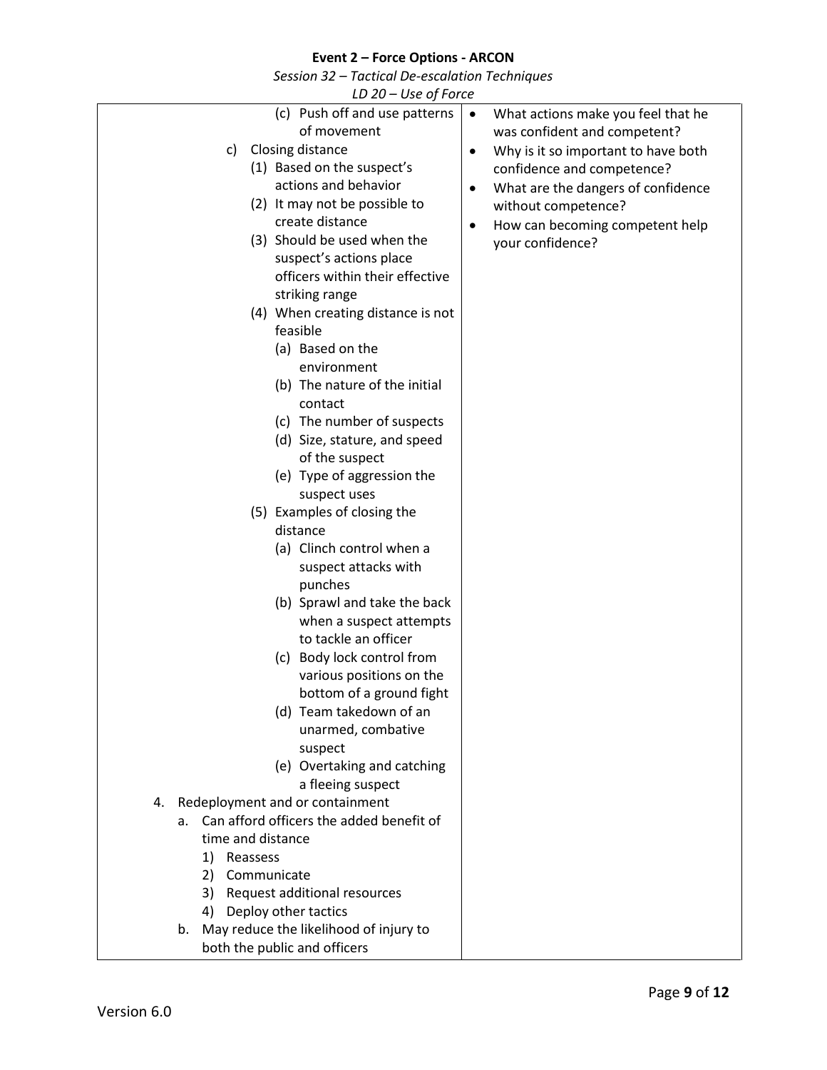**Event 2 – Force Options - ARCON**

*Session 32 – Tactical De-escalation Techniques*

*LD 20 – Use of Force*

| | |
|---|---|
| (c) Push off and use patterns of movement<br>c) Closing distance<br>(1) Based on the suspect's actions and behavior<br>(2) It may not be possible to create distance<br>(3) Should be used when the suspect's actions place officers within their effective striking range<br>(4) When creating distance is not feasible<br>(a) Based on the environment<br>(b) The nature of the initial contact<br>(c) The number of suspects<br>(d) Size, stature, and speed of the suspect<br>(e) Type of aggression the suspect uses<br>(5) Examples of closing the distance<br>(a) Clinch control when a suspect attacks with punches<br>(b) Sprawl and take the back when a suspect attempts to tackle an officer<br>(c) Body lock control from various positions on the bottom of a ground fight<br>(d) Team takedown of an unarmed, combative suspect<br>(e) Overtaking and catching a fleeing suspect<br>4. Redeployment and or containment<br>a. Can afford officers the added benefit of time and distance<br>1) Reassess<br>2) Communicate<br>3) Request additional resources<br>4) Deploy other tactics<br>b. May reduce the likelihood of injury to both the public and officers | • What actions make you feel that he was confident and competent?<br>• Why is it so important to have both confidence and competence?<br>• What are the dangers of confidence without competence?<br>• How can becoming competent help your confidence? |

Version 6.0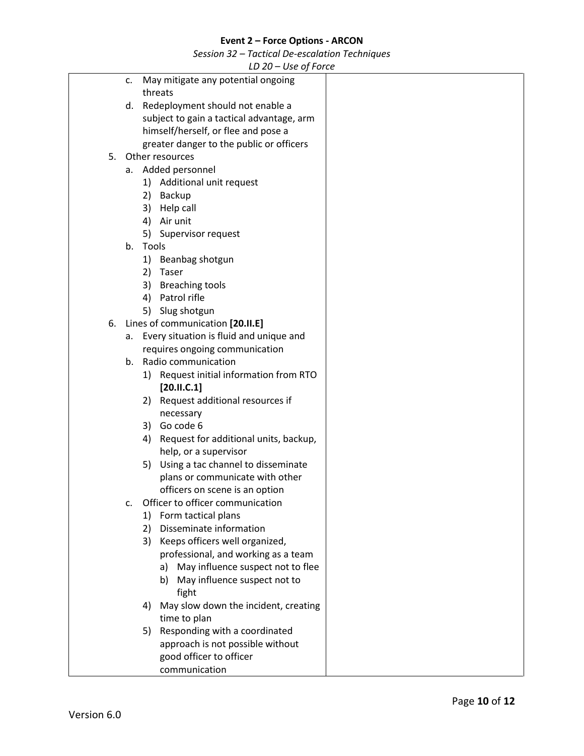c. May mitigate any potential ongoing threats
d. Redeployment should not enable a subject to gain a tactical advantage, arm himself/herself, or flee and pose a greater danger to the public or officers

5. Other resources
   a. Added personnel
      1) Additional unit request
      2) Backup
      3) Help call
      4) Air unit
      5) Supervisor request
   b. Tools
      1) Beanbag shotgun
      2) Taser
      3) Breaching tools
      4) Patrol rifle
      5) Slug shotgun
6. Lines of communication **[20.II.E]**
   a. Every situation is fluid and unique and requires ongoing communication
   b. Radio communication
      1) Request initial information from RTO **[20.II.C.1]**
      2) Request additional resources if necessary
      3) Go code 6
      4) Request for additional units, backup, help, or a supervisor
      5) Using a tac channel to disseminate plans or communicate with other officers on scene is an option
   c. Officer to officer communication
      1) Form tactical plans
      2) Disseminate information
      3) Keeps officers well organized, professional, and working as a team
         a) May influence suspect not to flee
         b) May influence suspect not to fight
      4) May slow down the incident, creating time to plan
      5) Responding with a coordinated approach is not possible without good officer to officer communication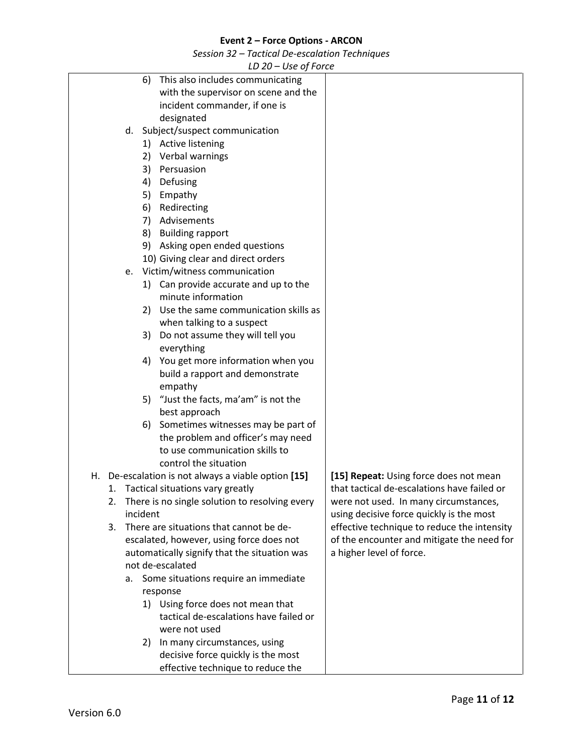| | |
|---|---|
| 6) This also includes communicating with the supervisor on scene and the incident commander, if one is designated<br>d. Subject/suspect communication<br>1) Active listening<br>2) Verbal warnings<br>3) Persuasion<br>4) Defusing<br>5) Empathy<br>6) Redirecting<br>7) Advisements<br>8) Building rapport<br>9) Asking open ended questions<br>10) Giving clear and direct orders<br>e. Victim/witness communication<br>1) Can provide accurate and up to the minute information<br>2) Use the same communication skills as when talking to a suspect<br>3) Do not assume they will tell you everything<br>4) You get more information when you build a rapport and demonstrate empathy<br>5) "Just the facts, ma'am" is not the best approach<br>6) Sometimes witnesses may be part of the problem and officer's may need to use communication skills to control the situation | |
| H. De-escalation is not always a viable option **[15]**<br>1. Tactical situations vary greatly<br>2. There is no single solution to resolving every incident<br>3. There are situations that cannot be de-escalated, however, using force does not automatically signify that the situation was not de-escalated<br>a. Some situations require an immediate response<br>1) Using force does not mean that tactical de-escalations have failed or were not used<br>2) In many circumstances, using decisive force quickly is the most effective technique to reduce the | **[15] Repeat:** Using force does not mean that tactical de-escalations have failed or were not used. In many circumstances, using decisive force quickly is the most effective technique to reduce the intensity of the encounter and mitigate the need for a higher level of force. |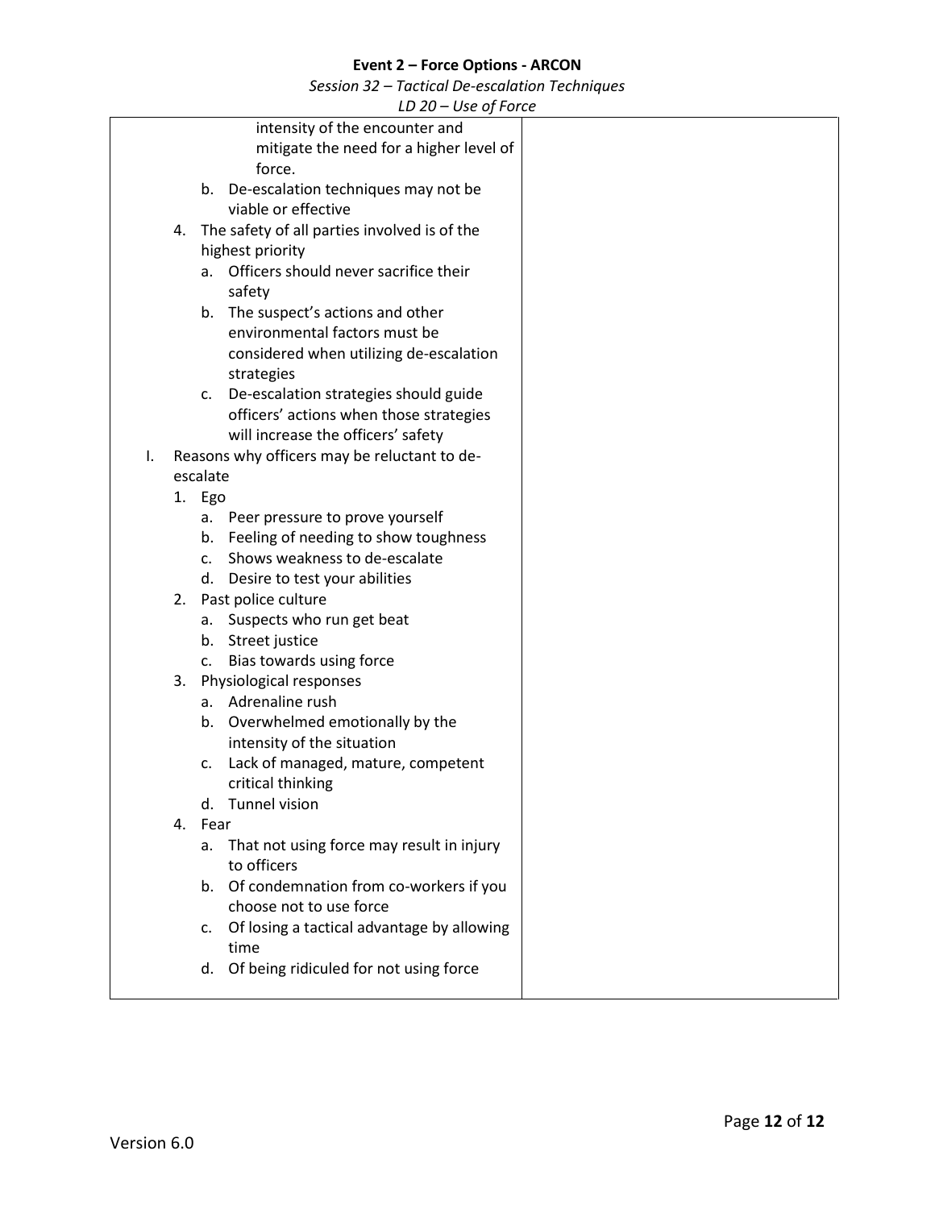intensity of the encounter and mitigate the need for a higher level of force.

   b. De-escalation techniques may not be viable or effective

4. The safety of all parties involved is of the highest priority
   a. Officers should never sacrifice their safety
   b. The suspect's actions and other environmental factors must be considered when utilizing de-escalation strategies
   c. De-escalation strategies should guide officers' actions when those strategies will increase the officers' safety

I. Reasons why officers may be reluctant to de-escalate
   1. Ego
      a. Peer pressure to prove yourself
      b. Feeling of needing to show toughness
      c. Shows weakness to de-escalate
      d. Desire to test your abilities
   2. Past police culture
      a. Suspects who run get beat
      b. Street justice
      c. Bias towards using force
   3. Physiological responses
      a. Adrenaline rush
      b. Overwhelmed emotionally by the intensity of the situation
      c. Lack of managed, mature, competent critical thinking
      d. Tunnel vision
   4. Fear
      a. That not using force may result in injury to officers
      b. Of condemnation from co-workers if you choose not to use force
      c. Of losing a tactical advantage by allowing time
      d. Of being ridiculed for not using force